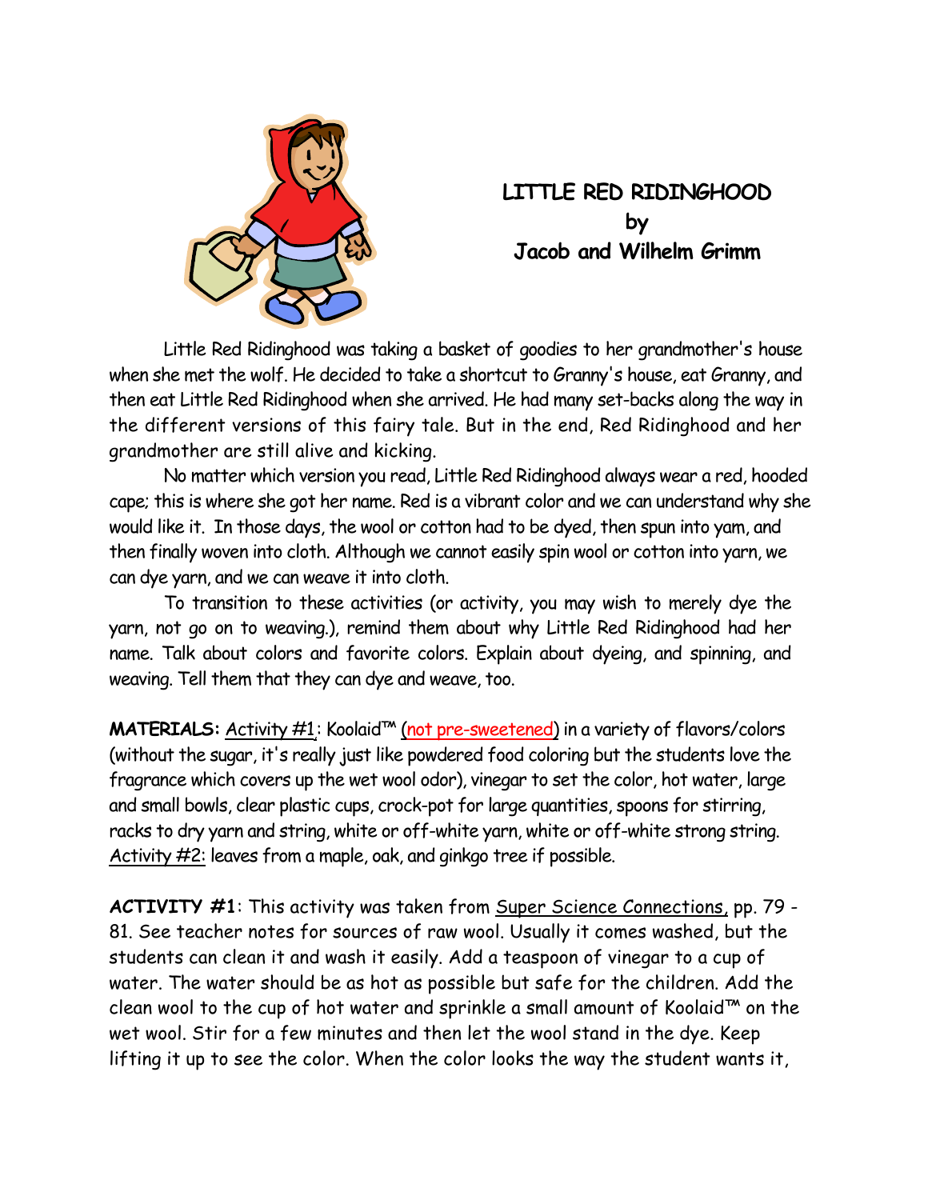# LITTLE RED RIDINGHOOD
## by
## Jacob and Wilhelm Grimm

Little Red Ridinghood was taking a basket of goodies to her grandmother's house when she met the wolf. He decided to take a shortcut to Granny's house, eat Granny, and then eat Little Red Ridinghood when she arrived. He had many set-backs along the way in the different versions of this fairy tale. But in the end, Red Ridinghood and her grandmother are still alive and kicking.

No matter which version you read, Little Red Ridinghood always wear a red, hooded cape; this is where she got her name. Red is a vibrant color and we can understand why she would like it. In those days, the wool or cotton had to be dyed, then spun into yam, and then finally woven into cloth. Although we cannot easily spin wool or cotton into yarn, we can dye yarn, and we can weave it into cloth.

To transition to these activities (or activity, you may wish to merely dye the yarn, not go on to weaving.), remind them about why Little Red Ridinghood had her name. Talk about colors and favorite colors. Explain about dyeing, and spinning, and weaving. Tell them that they can dye and weave, too.

**MATERIALS:** Activity #1: Koolaid™ (not pre-sweetened) in a variety of flavors/colors (without the sugar, it's really just like powdered food coloring but the students love the fragrance which covers up the wet wool odor), vinegar to set the color, hot water, large and small bowls, clear plastic cups, crock-pot for large quantities, spoons for stirring, racks to dry yarn and string, white or off-white yarn, white or off-white strong string. Activity #2: leaves from a maple, oak, and ginkgo tree if possible.

**ACTIVITY #1**: This activity was taken from Super Science Connections, pp. 79 - 81. See teacher notes for sources of raw wool. Usually it comes washed, but the students can clean it and wash it easily. Add a teaspoon of vinegar to a cup of water. The water should be as hot as possible but safe for the children. Add the clean wool to the cup of hot water and sprinkle a small amount of Koolaid™ on the wet wool. Stir for a few minutes and then let the wool stand in the dye. Keep lifting it up to see the color. When the color looks the way the student wants it,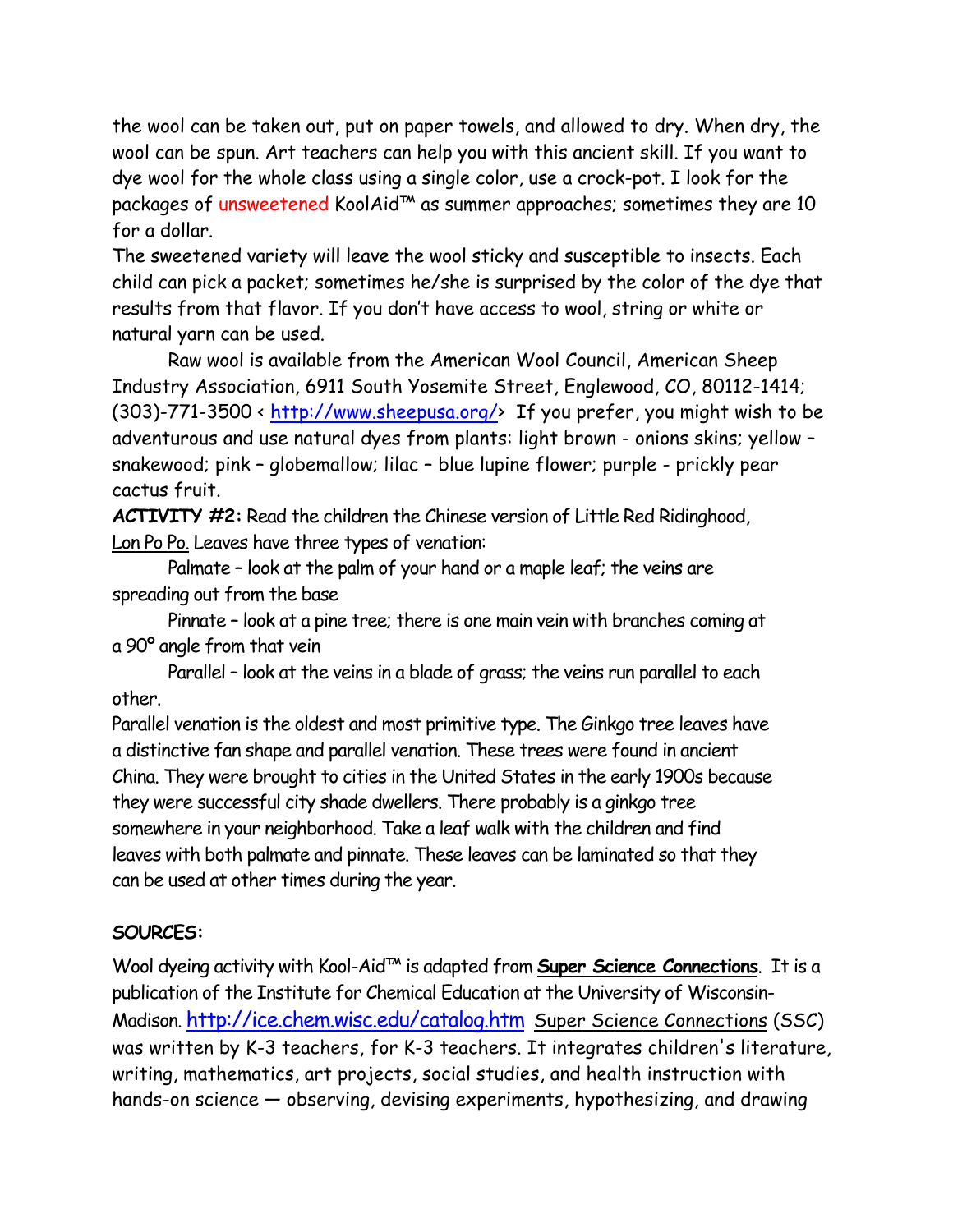the wool can be taken out, put on paper towels, and allowed to dry. When dry, the wool can be spun. Art teachers can help you with this ancient skill. If you want to dye wool for the whole class using a single color, use a crock-pot. I look for the packages of unsweetened KoolAid™ as summer approaches; sometimes they are 10 for a dollar.

The sweetened variety will leave the wool sticky and susceptible to insects. Each child can pick a packet; sometimes he/she is surprised by the color of the dye that results from that flavor. If you don't have access to wool, string or white or natural yarn can be used.

Raw wool is available from the American Wool Council, American Sheep Industry Association, 6911 South Yosemite Street, Englewood, CO, 80112-1414; (303)-771-3500 < http://www.sheepusa.org/> If you prefer, you might wish to be adventurous and use natural dyes from plants: light brown - onions skins; yellow – snakewood; pink – globemallow; lilac – blue lupine flower; purple - prickly pear cactus fruit.

**ACTIVITY #2:** Read the children the Chinese version of Little Red Ridinghood, Lon Po Po. Leaves have three types of venation:

Palmate – look at the palm of your hand or a maple leaf; the veins are spreading out from the base

Pinnate – look at a pine tree; there is one main vein with branches coming at a 90° angle from that vein

Parallel – look at the veins in a blade of grass; the veins run parallel to each other.

Parallel venation is the oldest and most primitive type. The Ginkgo tree leaves have a distinctive fan shape and parallel venation. These trees were found in ancient China. They were brought to cities in the United States in the early 1900s because they were successful city shade dwellers. There probably is a ginkgo tree somewhere in your neighborhood. Take a leaf walk with the children and find leaves with both palmate and pinnate. These leaves can be laminated so that they can be used at other times during the year.

**SOURCES:**

Wool dyeing activity with Kool-Aid™ is adapted from **Super Science Connections**. It is a publication of the Institute for Chemical Education at the University of Wisconsin-Madison. http://ice.chem.wisc.edu/catalog.htm Super Science Connections (SSC) was written by K-3 teachers, for K-3 teachers. It integrates children's literature, writing, mathematics, art projects, social studies, and health instruction with hands-on science — observing, devising experiments, hypothesizing, and drawing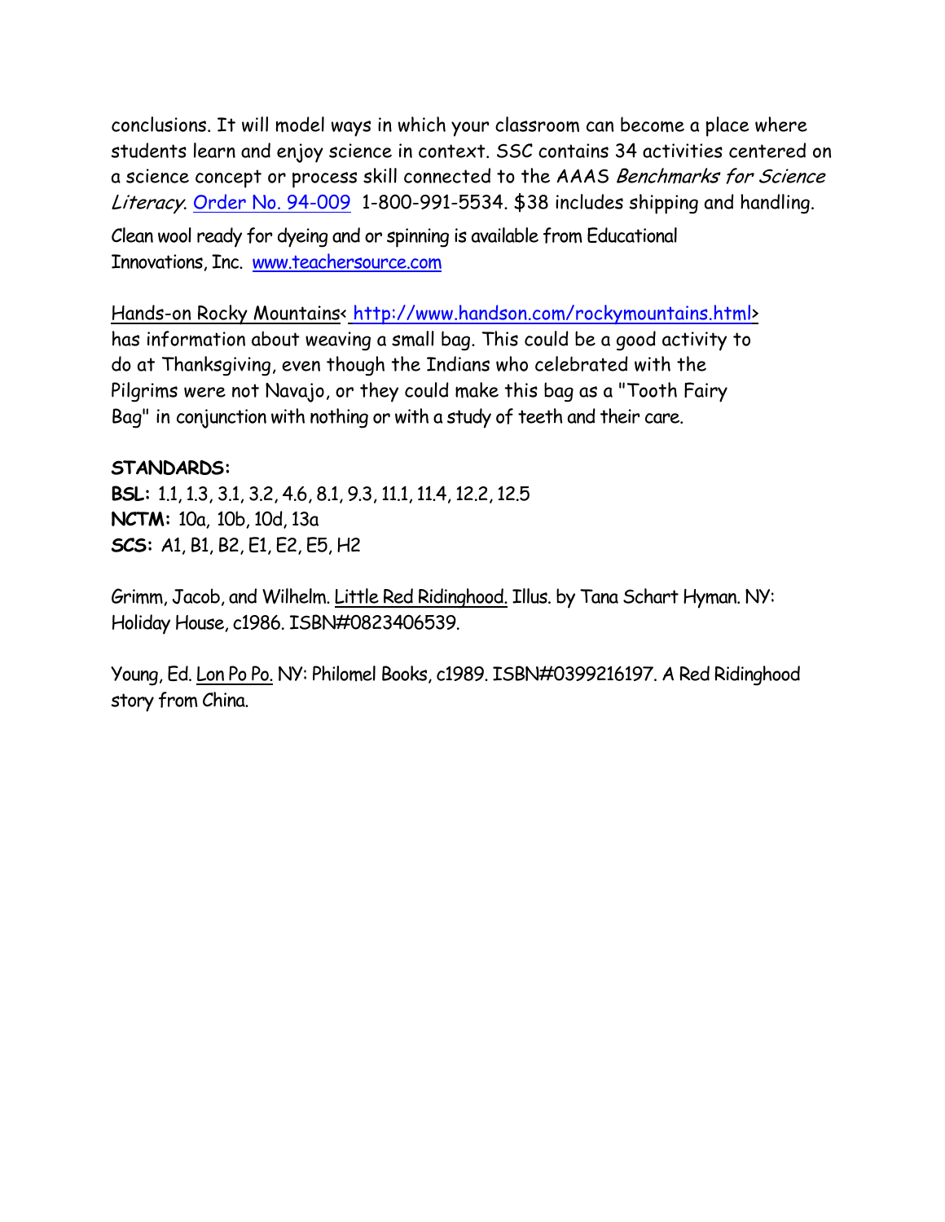conclusions. It will model ways in which your classroom can become a place where students learn and enjoy science in context. SSC contains 34 activities centered on a science concept or process skill connected to the AAAS *Benchmarks for Science Literacy*. Order No. 94-009 1-800-991-5534. $38 includes shipping and handling.

Clean wool ready for dyeing and or spinning is available from Educational Innovations, Inc. www.teachersource.com

Hands-on Rocky Mountains< http://www.handson.com/rockymountains.html> has information about weaving a small bag. This could be a good activity to do at Thanksgiving, even though the Indians who celebrated with the Pilgrims were not Navajo, or they could make this bag as a "Tooth Fairy Bag" in conjunction with nothing or with a study of teeth and their care.

**STANDARDS:**
**BSL:** 1.1, 1.3, 3.1, 3.2, 4.6, 8.1, 9.3, 11.1, 11.4, 12.2, 12.5
**NCTM:** 10a, 10b, 10d, 13a
**SCS:** A1, B1, B2, E1, E2, E5, H2

Grimm, Jacob, and Wilhelm. Little Red Ridinghood. Illus. by Tana Schart Hyman. NY: Holiday House, c1986. ISBN#0823406539.

Young, Ed. Lon Po Po. NY: Philomel Books, c1989. ISBN#0399216197. A Red Ridinghood story from China.